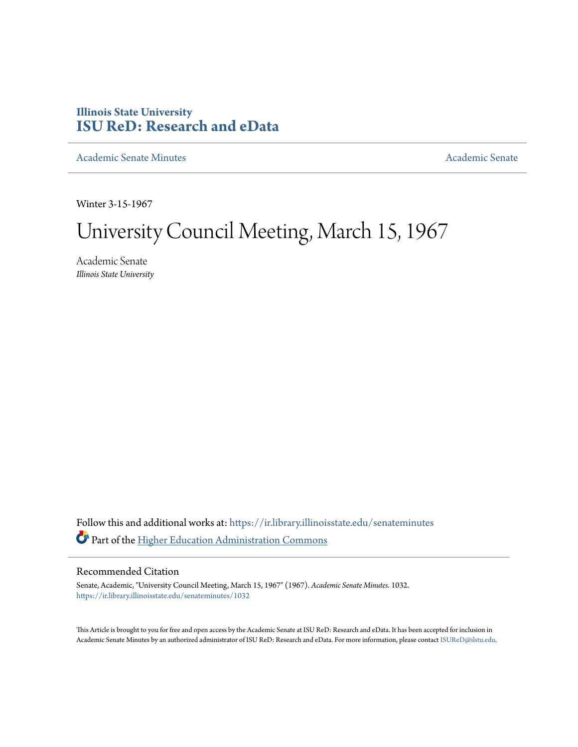**Illinois State University**
**ISU ReD: Research and eData**

Academic Senate Minutes | Academic Senate

Winter 3-15-1967

# University Council Meeting, March 15, 1967

Academic Senate
*Illinois State University*

Follow this and additional works at: https://ir.library.illinoisstate.edu/senateminutes

Part of the Higher Education Administration Commons

## Recommended Citation

Senate, Academic, "University Council Meeting, March 15, 1967" (1967). *Academic Senate Minutes*. 1032.
https://ir.library.illinoisstate.edu/senateminutes/1032

This Article is brought to you for free and open access by the Academic Senate at ISU ReD: Research and eData. It has been accepted for inclusion in Academic Senate Minutes by an authorized administrator of ISU ReD: Research and eData. For more information, please contact ISUReD@ilstu.edu.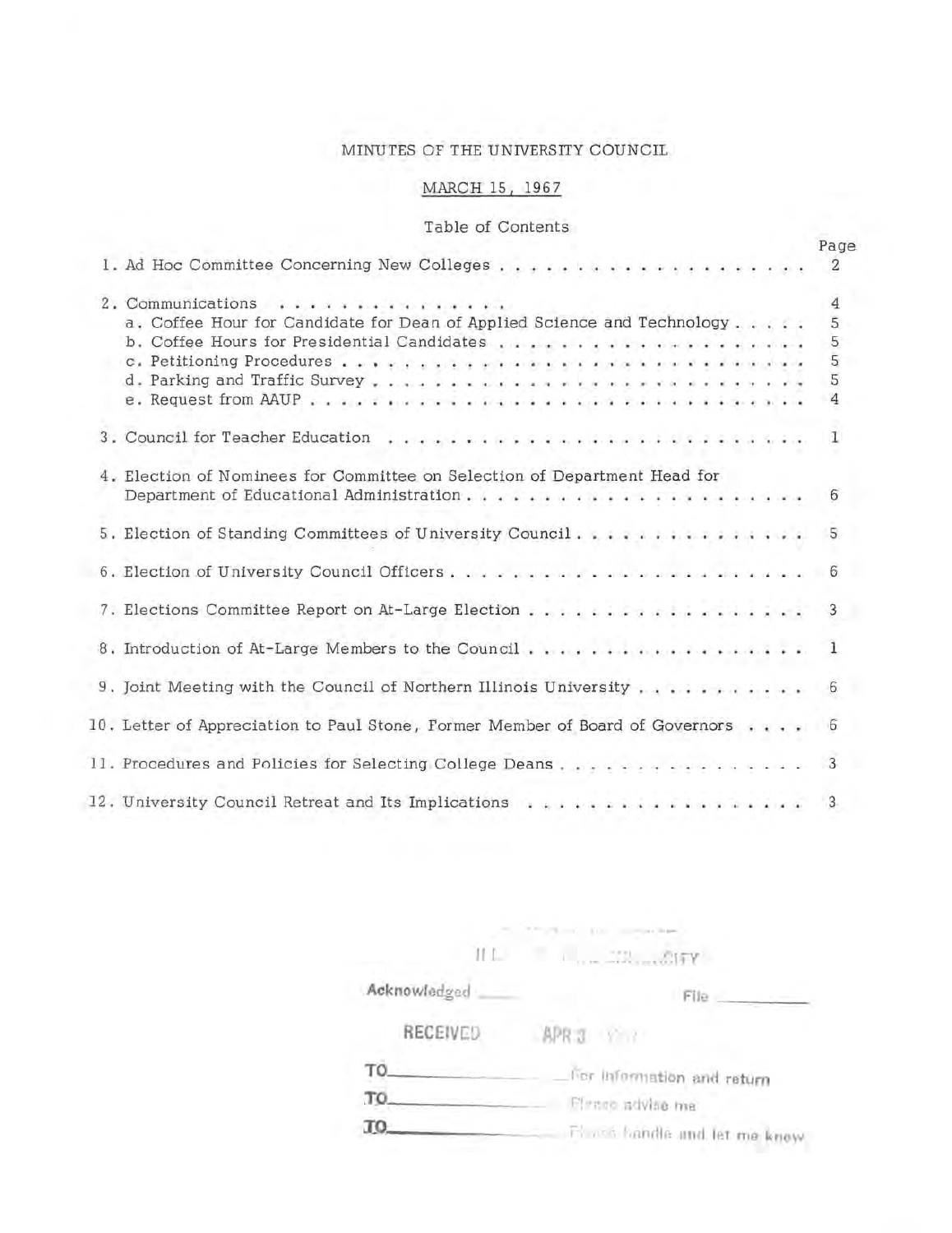# MINUTES OF THE UNIVERSITY COUNCIL

## MARCH 15, 1967

### Table of Contents

| | Page |
|---|---|
| 1. Ad Hoc Committee Concerning New Colleges | 2 |
| 2. Communications | 4 |
| a. Coffee Hour for Candidate for Dean of Applied Science and Technology | 5 |
| b. Coffee Hours for Presidential Candidates | 5 |
| c. Petitioning Procedures | 5 |
| d. Parking and Traffic Survey | 5 |
| e. Request from AAUP | 4 |
| 3. Council for Teacher Education | 1 |
| 4. Election of Nominees for Committee on Selection of Department Head for Department of Educational Administration | 6 |
| 5. Election of Standing Committees of University Council | 5 |
| 6. Election of University Council Officers | 6 |
| 7. Elections Committee Report on At-Large Election | 3 |
| 8. Introduction of At-Large Members to the Council | 1 |
| 9. Joint Meeting with the Council of Northern Illinois University | 6 |
| 10. Letter of Appreciation to Paul Stone, Former Member of Board of Governors | 6 |
| 11. Procedures and Policies for Selecting College Deans | 3 |
| 12. University Council Retreat and Its Implications | 3 |

ILL... ...CITY

Acknowledged ____ File ____

RECEIVED APR 3 ...

TO____ For information and return

TO____ Please advise me

TO____ Please handle and let me know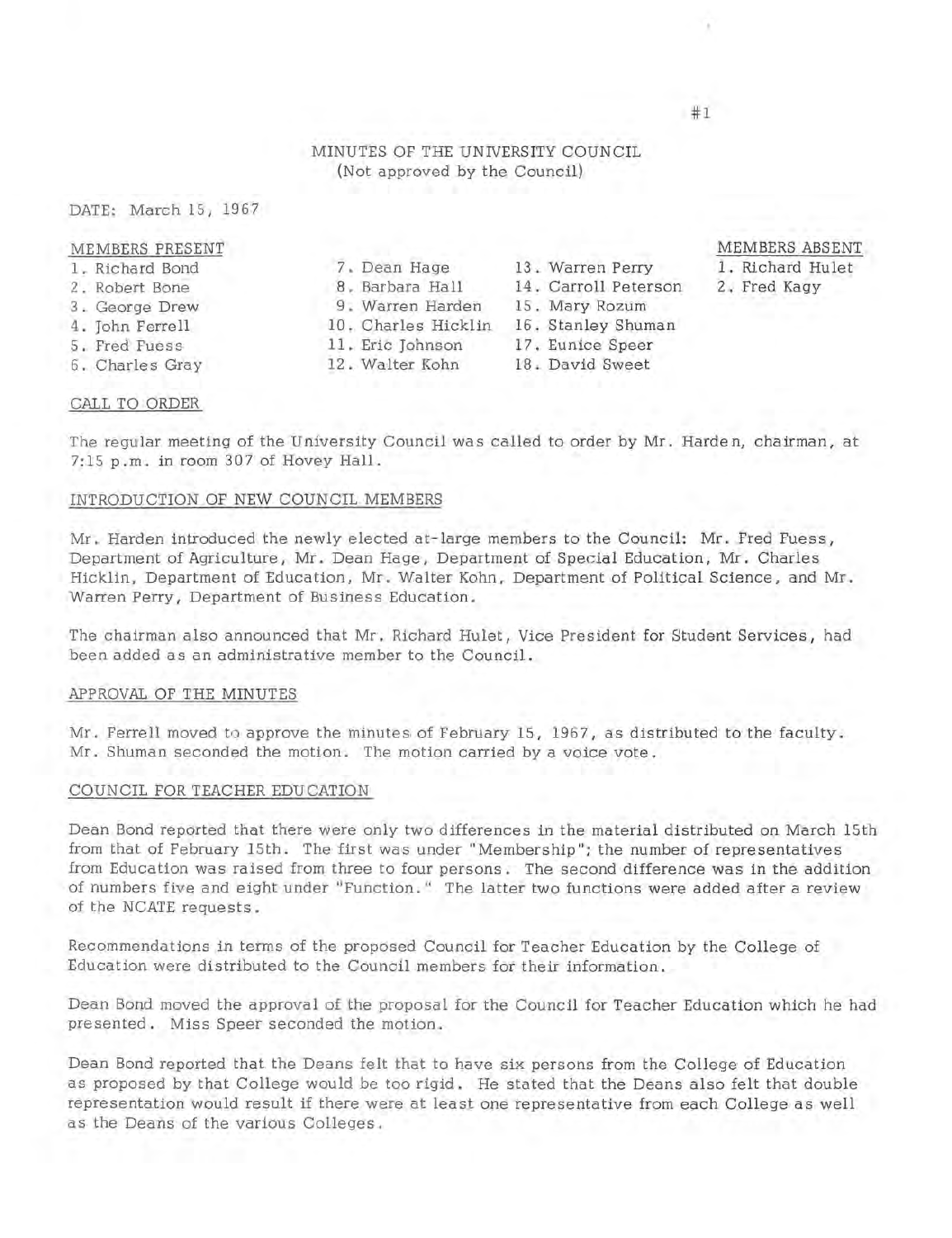# MINUTES OF THE UNIVERSITY COUNCIL
(Not approved by the Council)

DATE: March 15, 1967

MEMBERS PRESENT

1. Richard Bond
2. Robert Bone
3. George Drew
4. John Ferrell
5. Fred Fuess
6. Charles Gray
7. Dean Hage
8. Barbara Hall
9. Warren Harden
10. Charles Hicklin
11. Eric Johnson
12. Walter Kohn
13. Warren Perry
14. Carroll Peterson
15. Mary Rozum
16. Stanley Shuman
17. Eunice Speer
18. David Sweet

MEMBERS ABSENT

1. Richard Hulet
2. Fred Kagy

## CALL TO ORDER

The regular meeting of the University Council was called to order by Mr. Harden, chairman, at 7:15 p.m. in room 307 of Hovey Hall.

## INTRODUCTION OF NEW COUNCIL MEMBERS

Mr. Harden introduced the newly elected at-large members to the Council: Mr. Fred Fuess, Department of Agriculture, Mr. Dean Hage, Department of Special Education, Mr. Charles Hicklin, Department of Education, Mr. Walter Kohn, Department of Political Science, and Mr. Warren Perry, Department of Business Education.

The chairman also announced that Mr. Richard Hulet, Vice President for Student Services, had been added as an administrative member to the Council.

## APPROVAL OF THE MINUTES

Mr. Ferrell moved to approve the minutes of February 15, 1967, as distributed to the faculty. Mr. Shuman seconded the motion. The motion carried by a voice vote.

## COUNCIL FOR TEACHER EDUCATION

Dean Bond reported that there were only two differences in the material distributed on March 15th from that of February 15th. The first was under "Membership"; the number of representatives from Education was raised from three to four persons. The second difference was in the addition of numbers five and eight under "Function." The latter two functions were added after a review of the NCATE requests.

Recommendations in terms of the proposed Council for Teacher Education by the College of Education were distributed to the Council members for their information.

Dean Bond moved the approval of the proposal for the Council for Teacher Education which he had presented. Miss Speer seconded the motion.

Dean Bond reported that the Deans felt that to have six persons from the College of Education as proposed by that College would be too rigid. He stated that the Deans also felt that double representation would result if there were at least one representative from each College as well as the Deans of the various Colleges.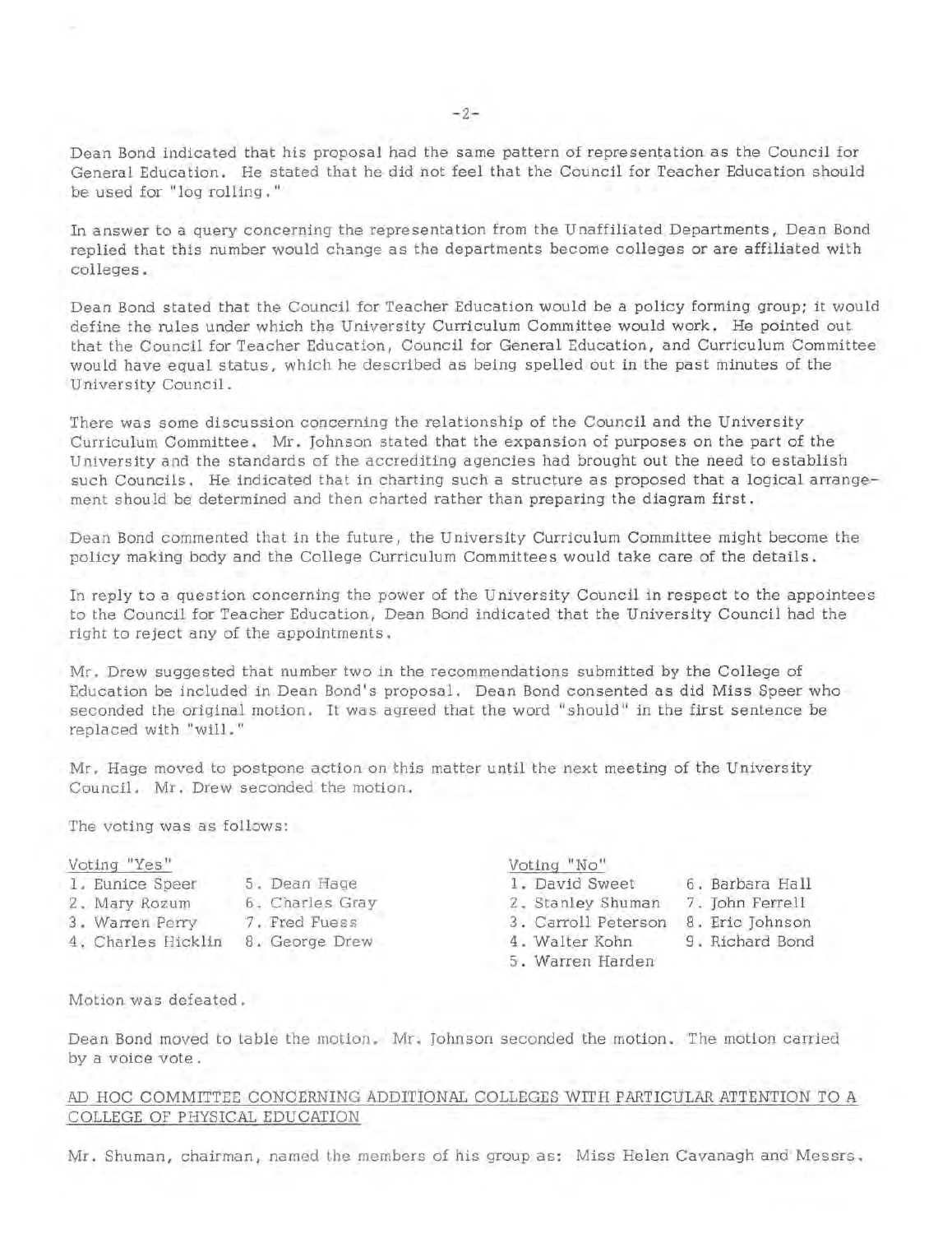Dean Bond indicated that his proposal had the same pattern of representation as the Council for General Education. He stated that he did not feel that the Council for Teacher Education should be used for "log rolling."

In answer to a query concerning the representation from the Unaffiliated Departments, Dean Bond replied that this number would change as the departments become colleges or are affiliated with colleges.

Dean Bond stated that the Council for Teacher Education would be a policy forming group; it would define the rules under which the University Curriculum Committee would work. He pointed out that the Council for Teacher Education, Council for General Education, and Curriculum Committee would have equal status, which he described as being spelled out in the past minutes of the University Council.

There was some discussion concerning the relationship of the Council and the University Curriculum Committee. Mr. Johnson stated that the expansion of purposes on the part of the University and the standards of the accrediting agencies had brought out the need to establish such Councils. He indicated that in charting such a structure as proposed that a logical arrangement should be determined and then charted rather than preparing the diagram first.

Dean Bond commented that in the future, the University Curriculum Committee might become the policy making body and the College Curriculum Committees would take care of the details.

In reply to a question concerning the power of the University Council in respect to the appointees to the Council for Teacher Education, Dean Bond indicated that the University Council had the right to reject any of the appointments.

Mr. Drew suggested that number two in the recommendations submitted by the College of Education be included in Dean Bond's proposal. Dean Bond consented as did Miss Speer who seconded the original motion. It was agreed that the word "should" in the first sentence be replaced with "will."

Mr. Hage moved to postpone action on this matter until the next meeting of the University Council. Mr. Drew seconded the motion.

The voting was as follows:

Voting "Yes"

1. Eunice Speer
2. Mary Rozum
3. Warren Perry
4. Charles Hicklin
5. Dean Hage
6. Charles Gray
7. Fred Fuess
8. George Drew

Voting "No"

1. David Sweet
2. Stanley Shuman
3. Carroll Peterson
4. Walter Kohn
5. Warren Harden
6. Barbara Hall
7. John Ferrell
8. Eric Johnson
9. Richard Bond

Motion was defeated.

Dean Bond moved to table the motion. Mr. Johnson seconded the motion. The motion carried by a voice vote.

## AD HOC COMMITTEE CONCERNING ADDITIONAL COLLEGES WITH PARTICULAR ATTENTION TO A COLLEGE OF PHYSICAL EDUCATION

Mr. Shuman, chairman, named the members of his group as: Miss Helen Cavanagh and Messrs.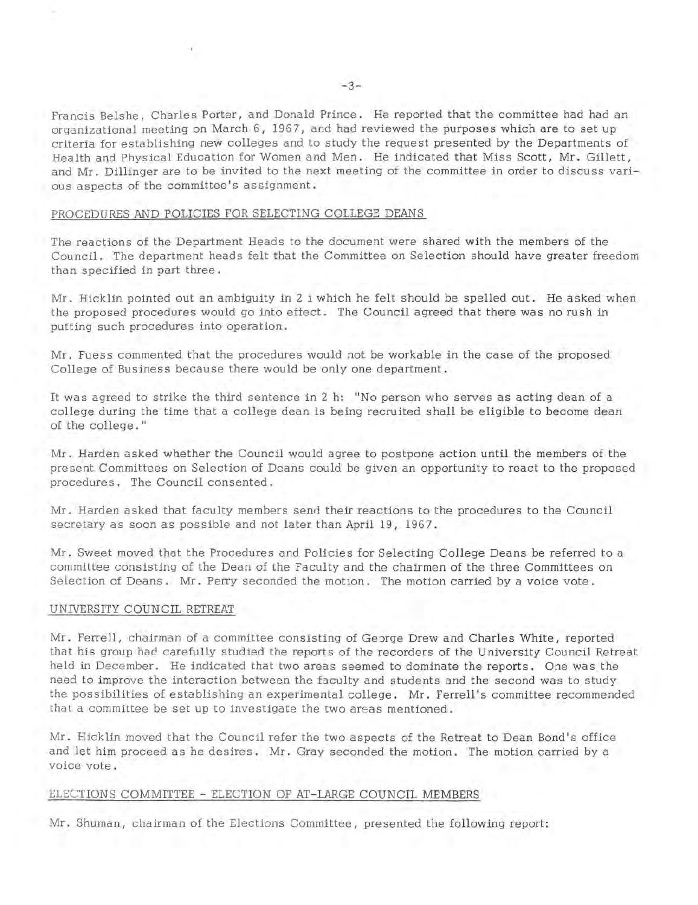Francis Belshe, Charles Porter, and Donald Prince. He reported that the committee had had an organizational meeting on March 6, 1967, and had reviewed the purposes which are to set up criteria for establishing new colleges and to study the request presented by the Departments of Health and Physical Education for Women and Men. He indicated that Miss Scott, Mr. Gillett, and Mr. Dillinger are to be invited to the next meeting of the committee in order to discuss various aspects of the committee's assignment.

PROCEDURES AND POLICIES FOR SELECTING COLLEGE DEANS

The reactions of the Department Heads to the document were shared with the members of the Council. The department heads felt that the Committee on Selection should have greater freedom than specified in part three.

Mr. Hicklin pointed out an ambiguity in 2 i which he felt should be spelled out. He asked when the proposed procedures would go into effect. The Council agreed that there was no rush in putting such procedures into operation.

Mr. Fuess commented that the procedures would not be workable in the case of the proposed College of Business because there would be only one department.

It was agreed to strike the third sentence in 2 h: "No person who serves as acting dean of a college during the time that a college dean is being recruited shall be eligible to become dean of the college."

Mr. Harden asked whether the Council would agree to postpone action until the members of the present Committees on Selection of Deans could be given an opportunity to react to the proposed procedures. The Council consented.

Mr. Harden asked that faculty members send their reactions to the procedures to the Council secretary as soon as possible and not later than April 19, 1967.

Mr. Sweet moved that the Procedures and Policies for Selecting College Deans be referred to a committee consisting of the Dean of the Faculty and the chairmen of the three Committees on Selection of Deans. Mr. Perry seconded the motion. The motion carried by a voice vote.

UNIVERSITY COUNCIL RETREAT

Mr. Ferrell, chairman of a committee consisting of George Drew and Charles White, reported that his group had carefully studied the reports of the recorders of the University Council Retreat held in December. He indicated that two areas seemed to dominate the reports. One was the need to improve the interaction between the faculty and students and the second was to study the possibilities of establishing an experimental college. Mr. Ferrell's committee recommended that a committee be set up to investigate the two areas mentioned.

Mr. Hicklin moved that the Council refer the two aspects of the Retreat to Dean Bond's office and let him proceed as he desires. Mr. Gray seconded the motion. The motion carried by a voice vote.

ELECTIONS COMMITTEE - ELECTION OF AT-LARGE COUNCIL MEMBERS

Mr. Shuman, chairman of the Elections Committee, presented the following report: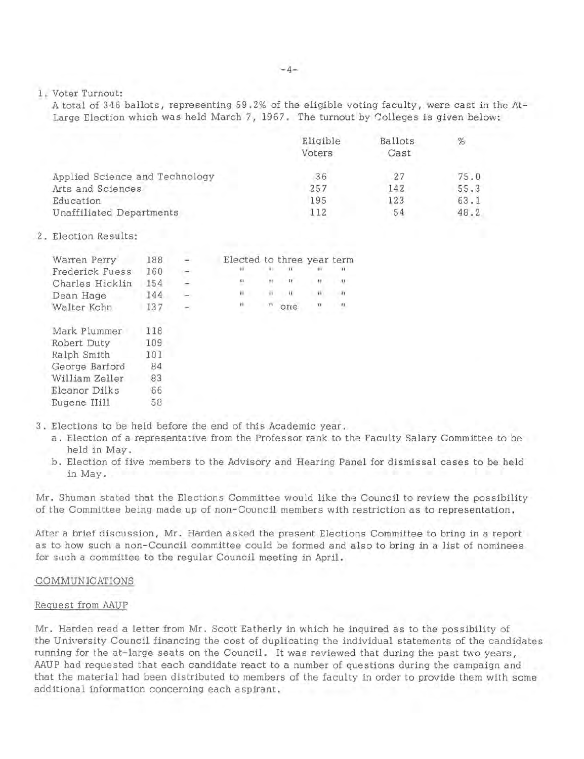1. Voter Turnout:

A total of 346 ballots, representing 59.2% of the eligible voting faculty, were cast in the At-Large Election which was held March 7, 1967. The turnout by Colleges is given below:

| | Eligible Voters | Ballots Cast | % |
|---|---|---|---|
| Applied Science and Technology | 36 | 27 | 75.0 |
| Arts and Sciences | 257 | 142 | 55.3 |
| Education | 195 | 123 | 63.1 |
| Unaffiliated Departments | 112 | 54 | 48.2 |

2. Election Results:

| | | | |
|---|---|---|---|
| Warren Perry | 188 | - | Elected to three year term |
| Frederick Fuess | 160 | - | " " " " " |
| Charles Hicklin | 154 | - | " " " " " |
| Dean Hage | 144 | - | " " " " " |
| Walter Kohn | 137 | - | " " one " " |

| | |
|---|---|
| Mark Plummer | 118 |
| Robert Duty | 109 |
| Ralph Smith | 101 |
| George Barford | 84 |
| William Zeller | 83 |
| Eleanor Dilks | 66 |
| Eugene Hill | 58 |

3. Elections to be held before the end of this Academic year.
   a. Election of a representative from the Professor rank to the Faculty Salary Committee to be held in May.
   b. Election of five members to the Advisory and Hearing Panel for dismissal cases to be held in May.

Mr. Shuman stated that the Elections Committee would like the Council to review the possibility of the Committee being made up of non-Council members with restriction as to representation.

After a brief discussion, Mr. Harden asked the present Elections Committee to bring in a report as to how such a non-Council committee could be formed and also to bring in a list of nominees for such a committee to the regular Council meeting in April.

COMMUNICATIONS

Request from AAUP

Mr. Harden read a letter from Mr. Scott Eatherly in which he inquired as to the possibility of the University Council financing the cost of duplicating the individual statements of the candidates running for the at-large seats on the Council. It was reviewed that during the past two years, AAUP had requested that each candidate react to a number of questions during the campaign and that the material had been distributed to members of the faculty in order to provide them with some additional information concerning each aspirant.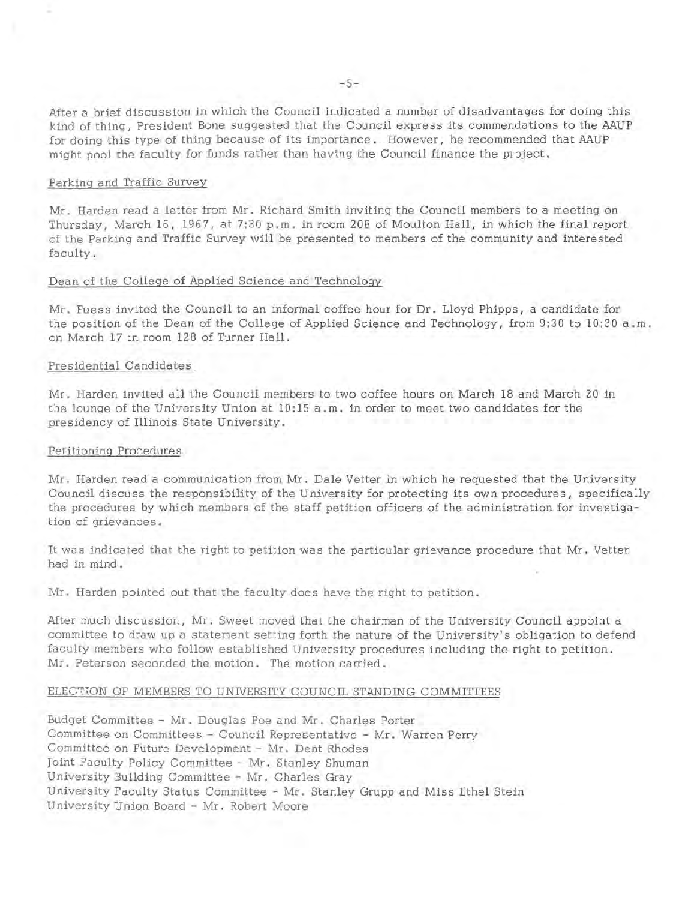After a brief discussion in which the Council indicated a number of disadvantages for doing this kind of thing, President Bone suggested that the Council express its commendations to the AAUP for doing this type of thing because of its importance. However, he recommended that AAUP might pool the faculty for funds rather than having the Council finance the project.

Parking and Traffic Survey

Mr. Harden read a letter from Mr. Richard Smith inviting the Council members to a meeting on Thursday, March 16, 1967, at 7:30 p.m. in room 208 of Moulton Hall, in which the final report of the Parking and Traffic Survey will be presented to members of the community and interested faculty.

Dean of the College of Applied Science and Technology

Mr. Fuess invited the Council to an informal coffee hour for Dr. Lloyd Phipps, a candidate for the position of the Dean of the College of Applied Science and Technology, from 9:30 to 10:30 a.m. on March 17 in room 128 of Turner Hall.

Presidential Candidates

Mr. Harden invited all the Council members to two coffee hours on March 18 and March 20 in the lounge of the University Union at 10:15 a.m. in order to meet two candidates for the presidency of Illinois State University.

Petitioning Procedures

Mr. Harden read a communication from Mr. Dale Vetter in which he requested that the University Council discuss the responsibility of the University for protecting its own procedures, specifically the procedures by which members of the staff petition officers of the administration for investigation of grievances.

It was indicated that the right to petition was the particular grievance procedure that Mr. Vetter had in mind.

Mr. Harden pointed out that the faculty does have the right to petition.

After much discussion, Mr. Sweet moved that the chairman of the University Council appoint a committee to draw up a statement setting forth the nature of the University's obligation to defend faculty members who follow established University procedures including the right to petition. Mr. Peterson seconded the motion. The motion carried.

ELECTION OF MEMBERS TO UNIVERSITY COUNCIL STANDING COMMITTEES

Budget Committee - Mr. Douglas Poe and Mr. Charles Porter
Committee on Committees - Council Representative - Mr. Warren Perry
Committee on Future Development - Mr. Dent Rhodes
Joint Faculty Policy Committee - Mr. Stanley Shuman
University Building Committee - Mr. Charles Gray
University Faculty Status Committee - Mr. Stanley Grupp and Miss Ethel Stein
University Union Board - Mr. Robert Moore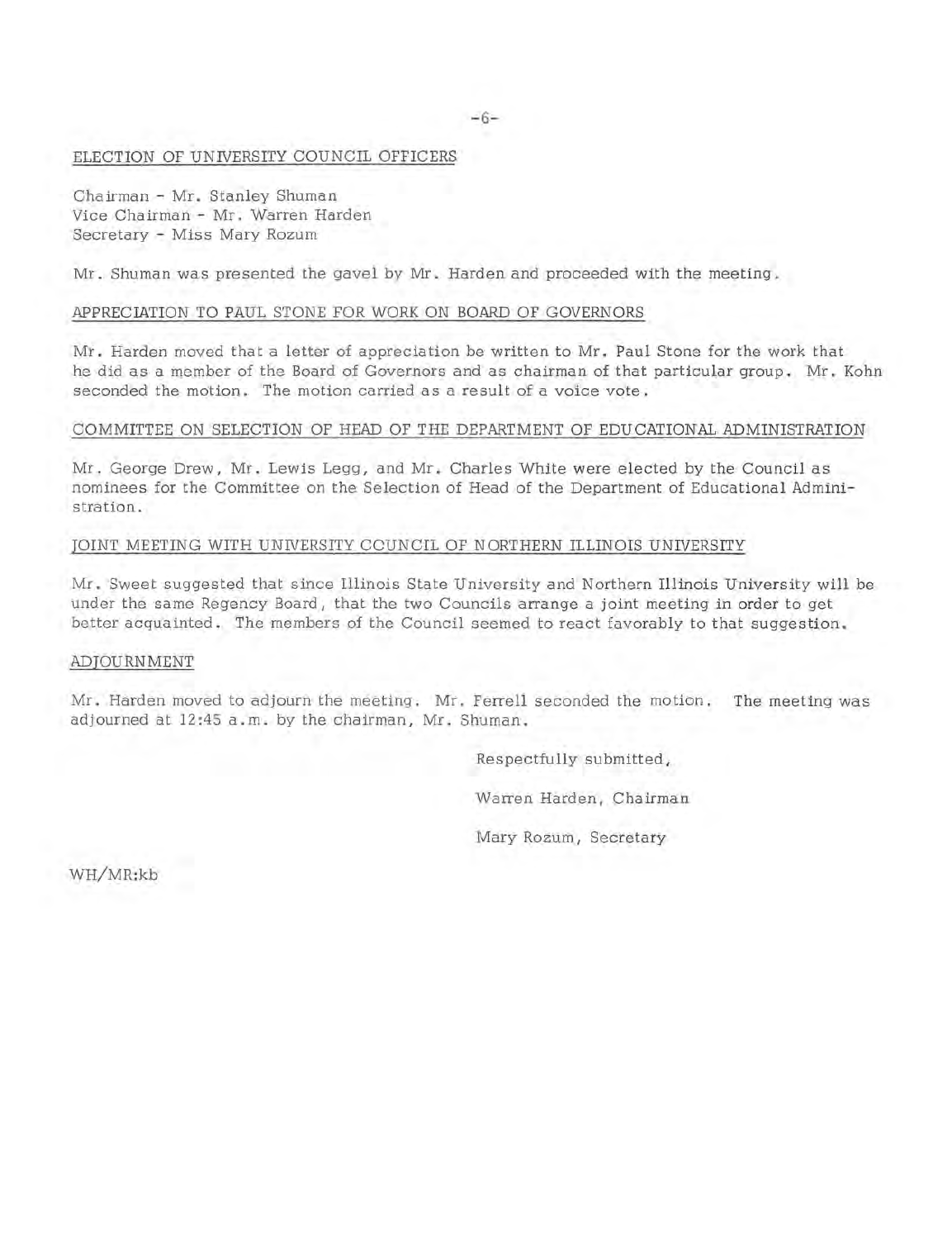## ELECTION OF UNIVERSITY COUNCIL OFFICERS

Chairman - Mr. Stanley Shuman
Vice Chairman - Mr. Warren Harden
Secretary - Miss Mary Rozum

Mr. Shuman was presented the gavel by Mr. Harden and proceeded with the meeting.

## APPRECIATION TO PAUL STONE FOR WORK ON BOARD OF GOVERNORS

Mr. Harden moved that a letter of appreciation be written to Mr. Paul Stone for the work that he did as a member of the Board of Governors and as chairman of that particular group. Mr. Kohn seconded the motion. The motion carried as a result of a voice vote.

## COMMITTEE ON SELECTION OF HEAD OF THE DEPARTMENT OF EDUCATIONAL ADMINISTRATION

Mr. George Drew, Mr. Lewis Legg, and Mr. Charles White were elected by the Council as nominees for the Committee on the Selection of Head of the Department of Educational Administration.

## JOINT MEETING WITH UNIVERSITY COUNCIL OF NORTHERN ILLINOIS UNIVERSITY

Mr. Sweet suggested that since Illinois State University and Northern Illinois University will be under the same Regency Board, that the two Councils arrange a joint meeting in order to get better acquainted. The members of the Council seemed to react favorably to that suggestion.

## ADJOURNMENT

Mr. Harden moved to adjourn the meeting. Mr. Ferrell seconded the motion. The meeting was adjourned at 12:45 a.m. by the chairman, Mr. Shuman.

Respectfully submitted,

Warren Harden, Chairman

Mary Rozum, Secretary

WH/MR:kb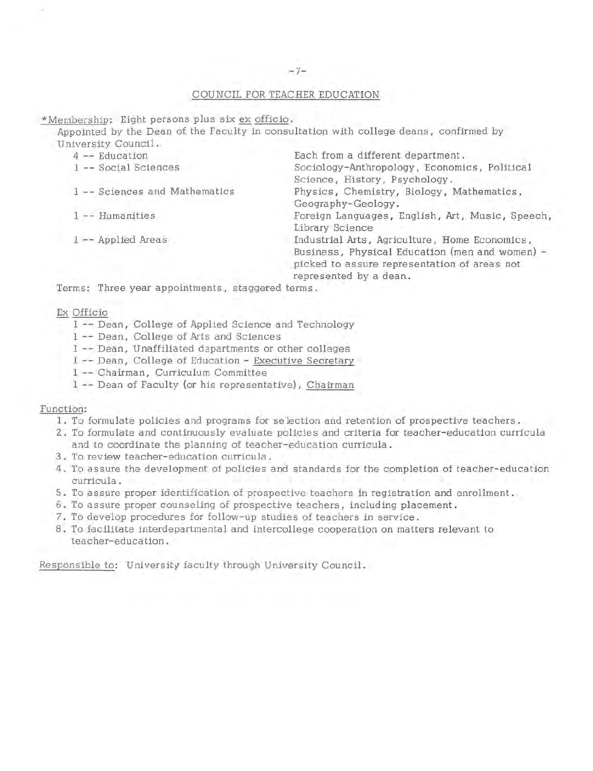## COUNCIL FOR TEACHER EDUCATION

*Membership: Eight persons plus six *ex officio*.

Appointed by the Dean of the Faculty in consultation with college deans, confirmed by University Council.

| | |
|---|---|
| 4 -- Education | Each from a different department. |
| 1 -- Social Sciences | Sociology-Anthropology, Economics, Political Science, History, Psychology. |
| 1 -- Sciences and Mathematics | Physics, Chemistry, Biology, Mathematics, Geography-Geology. |
| 1 -- Humanities | Foreign Languages, English, Art, Music, Speech, Library Science |
| 1 -- Applied Areas | Industrial Arts, Agriculture, Home Economics, Business, Physical Education (men and women) - picked to assure representation of areas not represented by a dean. |

Terms: Three year appointments, staggered terms.

Ex Officio

- 1 -- Dean, College of Applied Science and Technology
- 1 -- Dean, College of Arts and Sciences
- 1 -- Dean, Unaffiliated departments or other colleges
- 1 -- Dean, College of Education - Executive Secretary
- 1 -- Chairman, Curriculum Committee
- 1 -- Dean of Faculty (or his representative), Chairman

Function:

1. To formulate policies and programs for selection and retention of prospective teachers.
2. To formulate and continuously evaluate policies and criteria for teacher-education curricula and to coordinate the planning of teacher-education curricula.
3. To review teacher-education curricula.
4. To assure the development of policies and standards for the completion of teacher-education curricula.
5. To assure proper identification of prospective teachers in registration and enrollment.
6. To assure proper counseling of prospective teachers, including placement.
7. To develop procedures for follow-up studies of teachers in service.
8. To facilitate interdepartmental and intercollege cooperation on matters relevant to teacher-education.

Responsible to: University faculty through University Council.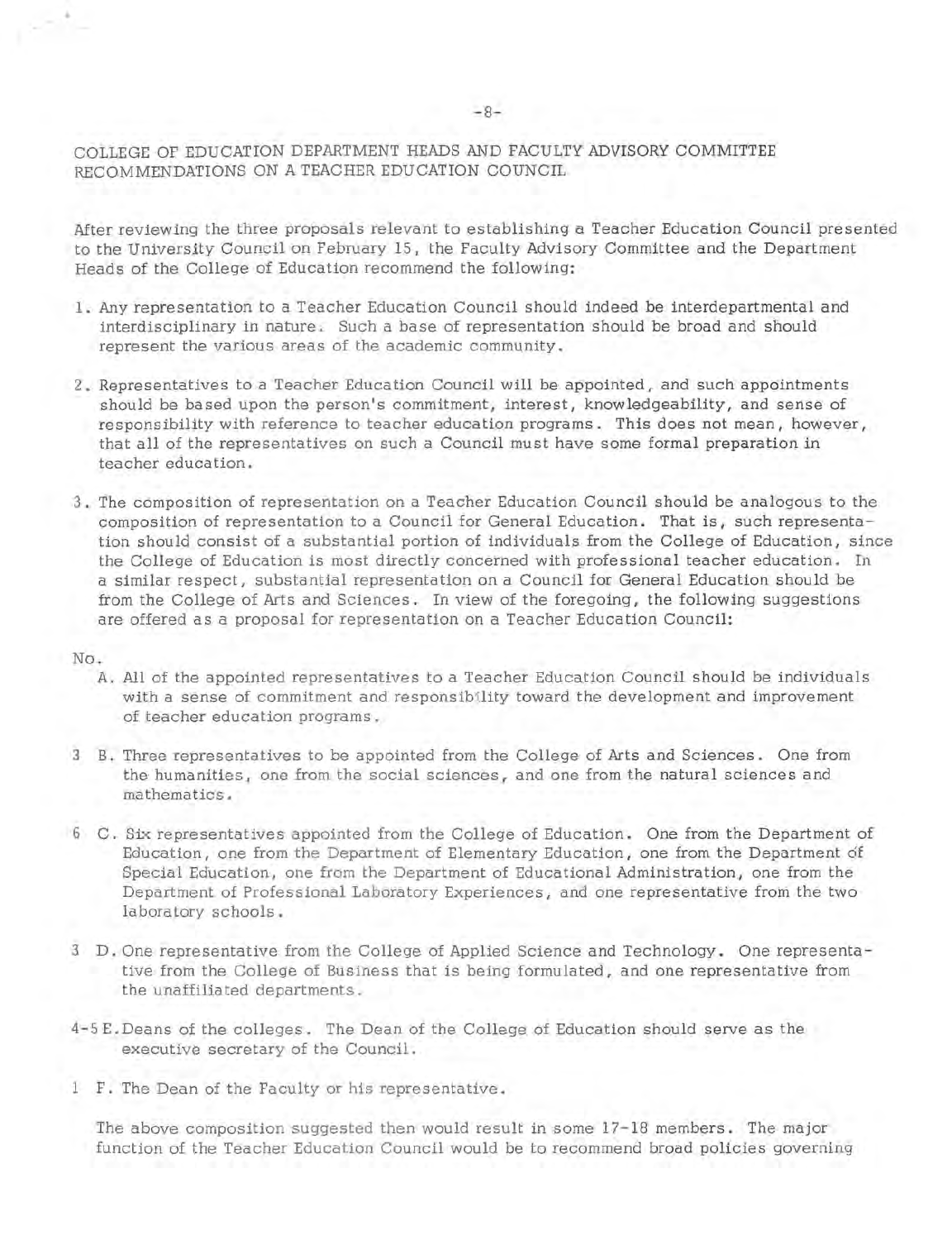COLLEGE OF EDUCATION DEPARTMENT HEADS AND FACULTY ADVISORY COMMITTEE RECOMMENDATIONS ON A TEACHER EDUCATION COUNCIL

After reviewing the three proposals relevant to establishing a Teacher Education Council presented to the University Council on February 15, the Faculty Advisory Committee and the Department Heads of the College of Education recommend the following:

1. Any representation to a Teacher Education Council should indeed be interdepartmental and interdisciplinary in nature. Such a base of representation should be broad and should represent the various areas of the academic community.

2. Representatives to a Teacher Education Council will be appointed, and such appointments should be based upon the person's commitment, interest, knowledgeability, and sense of responsibility with reference to teacher education programs. This does not mean, however, that all of the representatives on such a Council must have some formal preparation in teacher education.

3. The composition of representation on a Teacher Education Council should be analogous to the composition of representation to a Council for General Education. That is, such representation should consist of a substantial portion of individuals from the College of Education, since the College of Education is most directly concerned with professional teacher education. In a similar respect, substantial representation on a Council for General Education should be from the College of Arts and Sciences. In view of the foregoing, the following suggestions are offered as a proposal for representation on a Teacher Education Council:

No.

A. All of the appointed representatives to a Teacher Education Council should be individuals with a sense of commitment and responsibility toward the development and improvement of teacher education programs.

3 B. Three representatives to be appointed from the College of Arts and Sciences. One from the humanities, one from the social sciences, and one from the natural sciences and mathematics.

6 C. Six representatives appointed from the College of Education. One from the Department of Education, one from the Department of Elementary Education, one from the Department of Special Education, one from the Department of Educational Administration, one from the Department of Professional Laboratory Experiences, and one representative from the two laboratory schools.

3 D. One representative from the College of Applied Science and Technology. One representative from the College of Business that is being formulated, and one representative from the unaffiliated departments.

4-5 E. Deans of the colleges. The Dean of the College of Education should serve as the executive secretary of the Council.

1 F. The Dean of the Faculty or his representative.

The above composition suggested then would result in some 17-18 members. The major function of the Teacher Education Council would be to recommend broad policies governing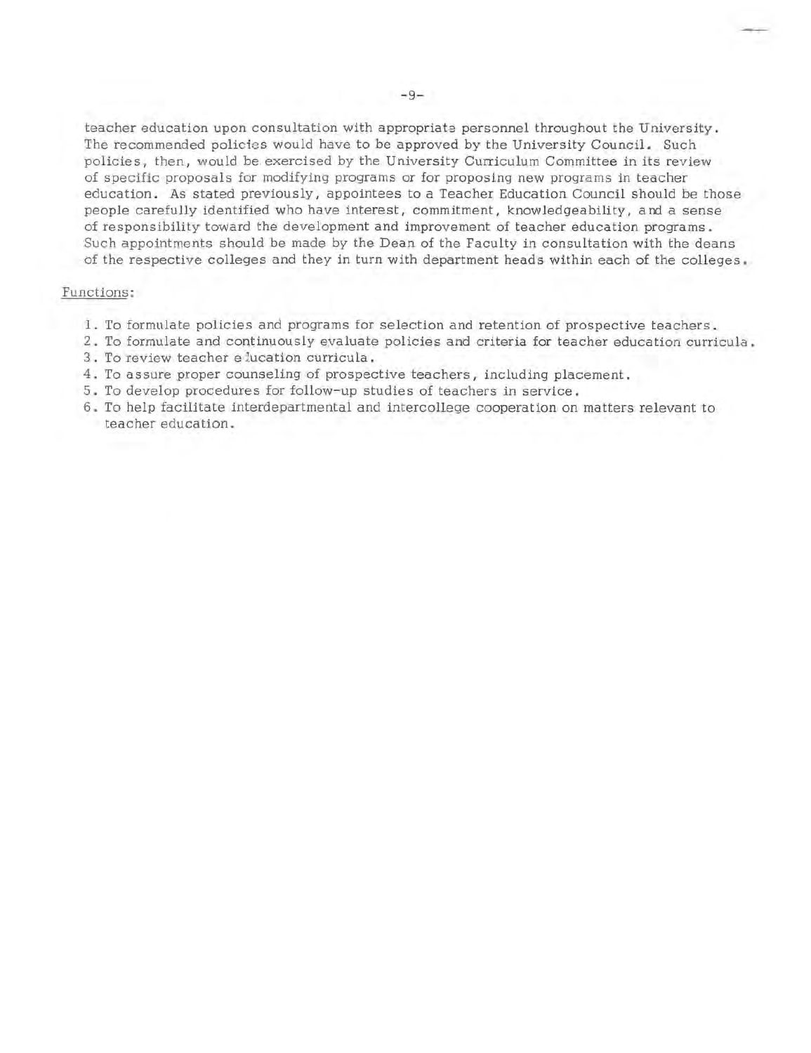teacher education upon consultation with appropriate personnel throughout the University. The recommended policies would have to be approved by the University Council. Such policies, then, would be exercised by the University Curriculum Committee in its review of specific proposals for modifying programs or for proposing new programs in teacher education. As stated previously, appointees to a Teacher Education Council should be those people carefully identified who have interest, commitment, knowledgeability, and a sense of responsibility toward the development and improvement of teacher education programs. Such appointments should be made by the Dean of the Faculty in consultation with the deans of the respective colleges and they in turn with department heads within each of the colleges.

Functions:

1. To formulate policies and programs for selection and retention of prospective teachers.
2. To formulate and continuously evaluate policies and criteria for teacher education curricula.
3. To review teacher education curricula.
4. To assure proper counseling of prospective teachers, including placement.
5. To develop procedures for follow-up studies of teachers in service.
6. To help facilitate interdepartmental and intercollege cooperation on matters relevant to teacher education.